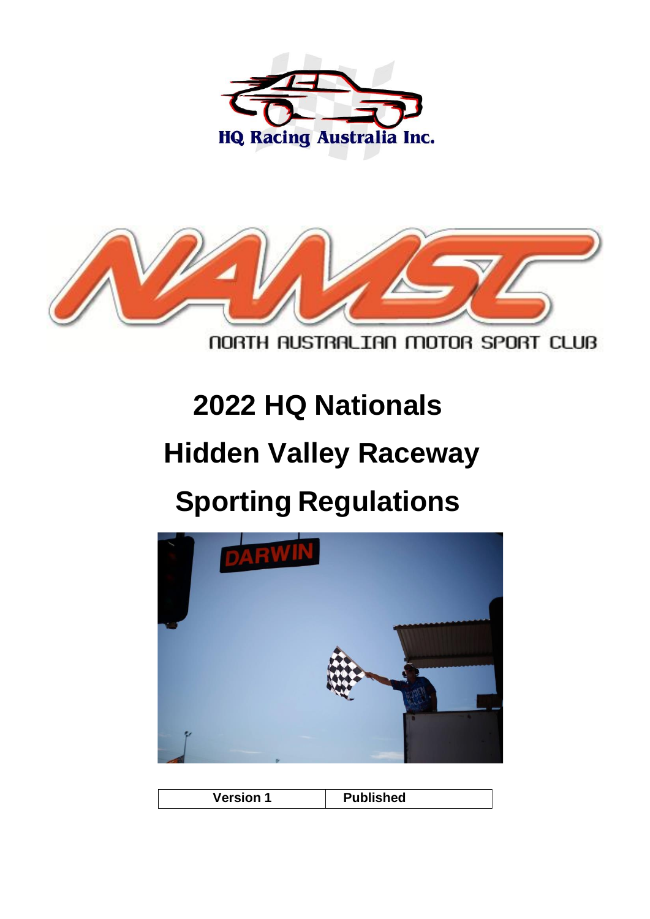HQ Racing Australia Inc.

NORTH AUSTRALIAN MOTOR SPORT CLUB

# 2022 HQ Nationals

# Hidden Valley Raceway

# Sporting Regulations

| Version 1 | Published |
|---|---|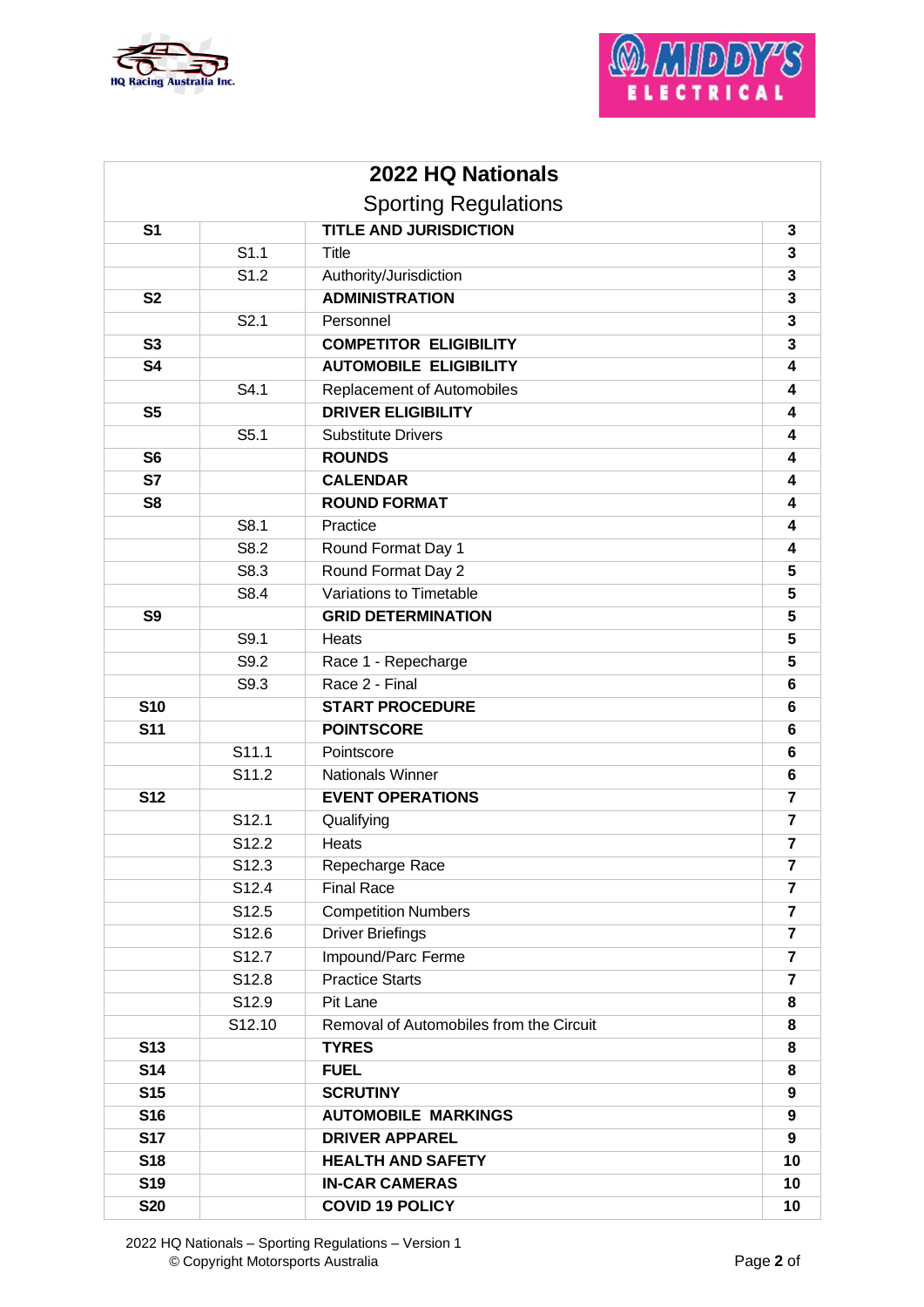# 2022 HQ Nationals

## Sporting Regulations

| | | | |
|---|---|---|---|
| **S1** | | **TITLE AND JURISDICTION** | **3** |
| | S1.1 | Title | **3** |
| | S1.2 | Authority/Jurisdiction | **3** |
| **S2** | | **ADMINISTRATION** | **3** |
| | S2.1 | Personnel | **3** |
| **S3** | | **COMPETITOR ELIGIBILITY** | **3** |
| **S4** | | **AUTOMOBILE ELIGIBILITY** | **4** |
| | S4.1 | Replacement of Automobiles | **4** |
| **S5** | | **DRIVER ELIGIBILITY** | **4** |
| | S5.1 | Substitute Drivers | **4** |
| **S6** | | **ROUNDS** | **4** |
| **S7** | | **CALENDAR** | **4** |
| **S8** | | **ROUND FORMAT** | **4** |
| | S8.1 | Practice | **4** |
| | S8.2 | Round Format Day 1 | **4** |
| | S8.3 | Round Format Day 2 | **5** |
| | S8.4 | Variations to Timetable | **5** |
| **S9** | | **GRID DETERMINATION** | **5** |
| | S9.1 | Heats | **5** |
| | S9.2 | Race 1 - Repecharge | **5** |
| | S9.3 | Race 2 - Final | **6** |
| **S10** | | **START PROCEDURE** | **6** |
| **S11** | | **POINTSCORE** | **6** |
| | S11.1 | Pointscore | **6** |
| | S11.2 | Nationals Winner | **6** |
| **S12** | | **EVENT OPERATIONS** | **7** |
| | S12.1 | Qualifying | **7** |
| | S12.2 | Heats | **7** |
| | S12.3 | Repecharge Race | **7** |
| | S12.4 | Final Race | **7** |
| | S12.5 | Competition Numbers | **7** |
| | S12.6 | Driver Briefings | **7** |
| | S12.7 | Impound/Parc Ferme | **7** |
| | S12.8 | Practice Starts | **7** |
| | S12.9 | Pit Lane | **8** |
| | S12.10 | Removal of Automobiles from the Circuit | **8** |
| **S13** | | **TYRES** | **8** |
| **S14** | | **FUEL** | **8** |
| **S15** | | **SCRUTINY** | **9** |
| **S16** | | **AUTOMOBILE MARKINGS** | **9** |
| **S17** | | **DRIVER APPAREL** | **9** |
| **S18** | | **HEALTH AND SAFETY** | **10** |
| **S19** | | **IN-CAR CAMERAS** | **10** |
| **S20** | | **COVID 19 POLICY** | **10** |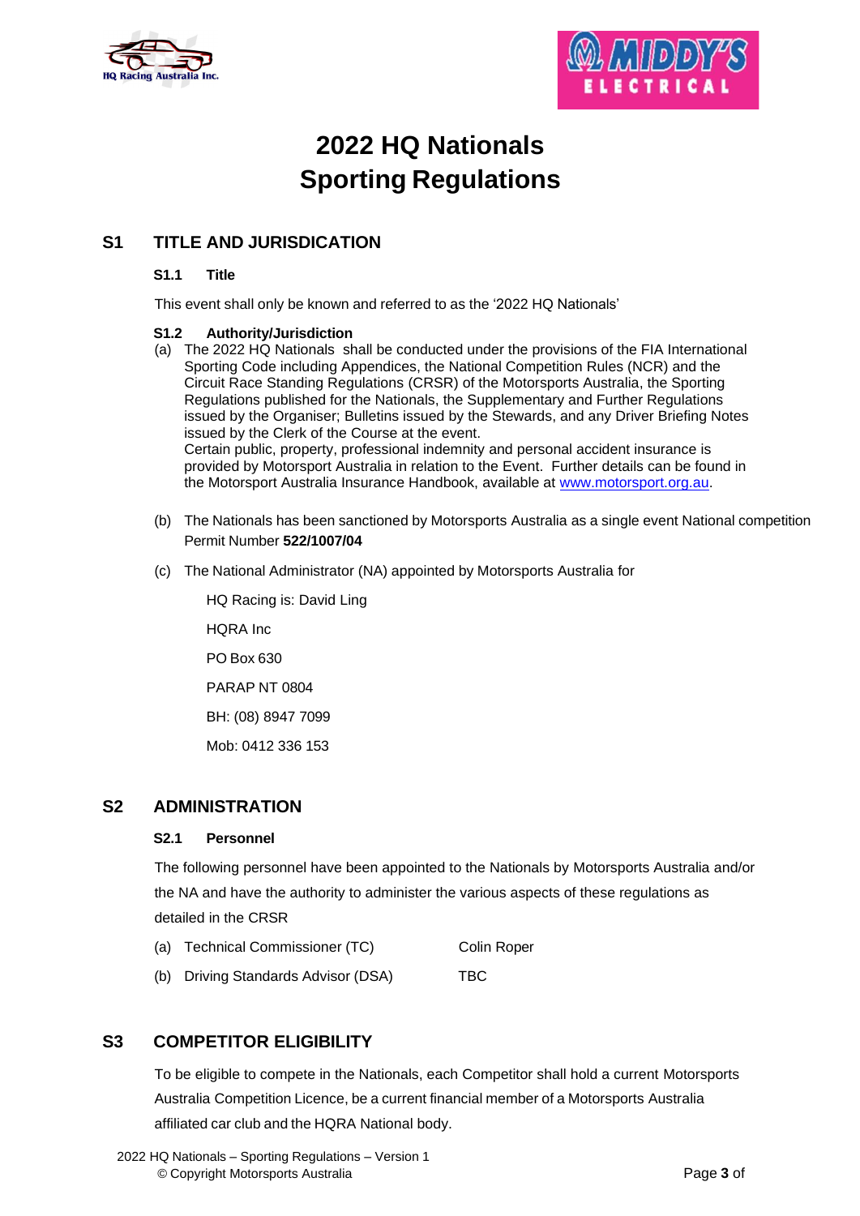# 2022 HQ Nationals
# Sporting Regulations

## S1 TITLE AND JURISDICTION

### S1.1 Title

This event shall only be known and referred to as the '2022 HQ Nationals'

### S1.2 Authority/Jurisdiction

(a) The 2022 HQ Nationals shall be conducted under the provisions of the FIA International Sporting Code including Appendices, the National Competition Rules (NCR) and the Circuit Race Standing Regulations (CRSR) of the Motorsports Australia, the Sporting Regulations published for the Nationals, the Supplementary and Further Regulations issued by the Organiser; Bulletins issued by the Stewards, and any Driver Briefing Notes issued by the Clerk of the Course at the event.
Certain public, property, professional indemnity and personal accident insurance is provided by Motorsport Australia in relation to the Event. Further details can be found in the Motorsport Australia Insurance Handbook, available at www.motorsport.org.au.

(b) The Nationals has been sanctioned by Motorsports Australia as a single event National competition Permit Number **522/1007/04**

(c) The National Administrator (NA) appointed by Motorsports Australia for

HQ Racing is: David Ling

HQRA Inc

PO Box 630

PARAP NT 0804

BH: (08) 8947 7099

Mob: 0412 336 153

## S2 ADMINISTRATION

### S2.1 Personnel

The following personnel have been appointed to the Nationals by Motorsports Australia and/or the NA and have the authority to administer the various aspects of these regulations as detailed in the CRSR

(a) Technical Commissioner (TC) Colin Roper

(b) Driving Standards Advisor (DSA) TBC

## S3 COMPETITOR ELIGIBILITY

To be eligible to compete in the Nationals, each Competitor shall hold a current Motorsports Australia Competition Licence, be a current financial member of a Motorsports Australia affiliated car club and the HQRA National body.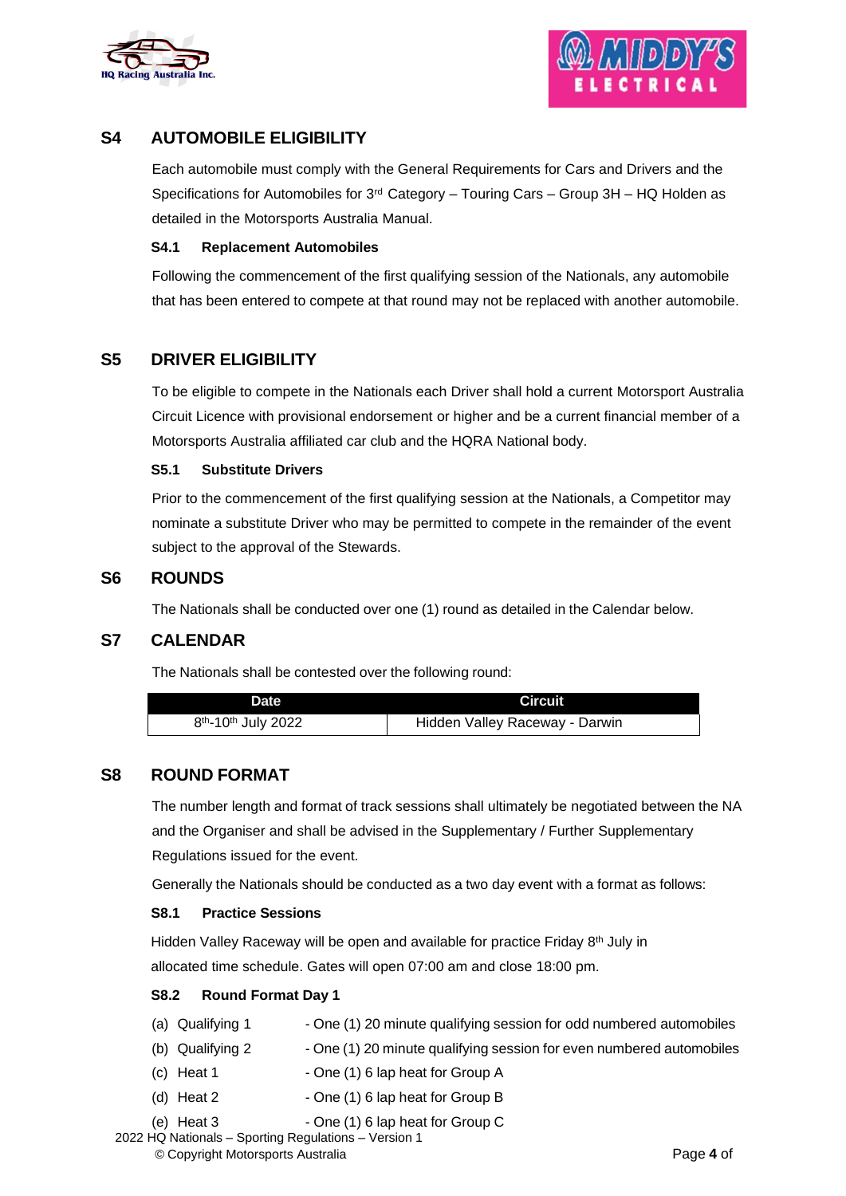## S4 AUTOMOBILE ELIGIBILITY

Each automobile must comply with the General Requirements for Cars and Drivers and the Specifications for Automobiles for 3rd Category – Touring Cars – Group 3H – HQ Holden as detailed in the Motorsports Australia Manual.

### S4.1 Replacement Automobiles

Following the commencement of the first qualifying session of the Nationals, any automobile that has been entered to compete at that round may not be replaced with another automobile.

## S5 DRIVER ELIGIBILITY

To be eligible to compete in the Nationals each Driver shall hold a current Motorsport Australia Circuit Licence with provisional endorsement or higher and be a current financial member of a Motorsports Australia affiliated car club and the HQRA National body.

### S5.1 Substitute Drivers

Prior to the commencement of the first qualifying session at the Nationals, a Competitor may nominate a substitute Driver who may be permitted to compete in the remainder of the event subject to the approval of the Stewards.

## S6 ROUNDS

The Nationals shall be conducted over one (1) round as detailed in the Calendar below.

## S7 CALENDAR

The Nationals shall be contested over the following round:

| Date | Circuit |
|---|---|
| 8th-10th July 2022 | Hidden Valley Raceway - Darwin |

## S8 ROUND FORMAT

The number length and format of track sessions shall ultimately be negotiated between the NA and the Organiser and shall be advised in the Supplementary / Further Supplementary Regulations issued for the event.

Generally the Nationals should be conducted as a two day event with a format as follows:

### S8.1 Practice Sessions

Hidden Valley Raceway will be open and available for practice Friday 8th July in allocated time schedule. Gates will open 07:00 am and close 18:00 pm.

### S8.2 Round Format Day 1

(a) Qualifying 1 - One (1) 20 minute qualifying session for odd numbered automobiles

(b) Qualifying 2 - One (1) 20 minute qualifying session for even numbered automobiles

(c) Heat 1 - One (1) 6 lap heat for Group A

(d) Heat 2 - One (1) 6 lap heat for Group B

(e) Heat 3 - One (1) 6 lap heat for Group C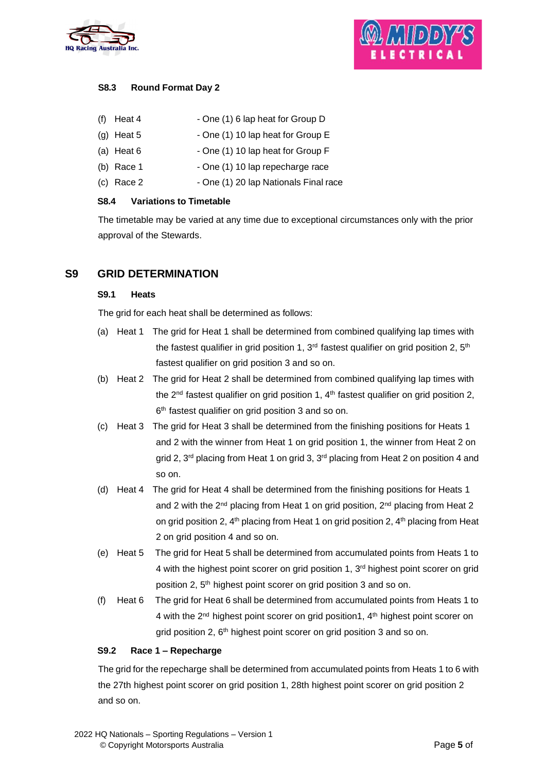### S8.3 Round Format Day 2

(f) Heat 4 - One (1) 6 lap heat for Group D

(g) Heat 5 - One (1) 10 lap heat for Group E

(a) Heat 6 - One (1) 10 lap heat for Group F

(b) Race 1 - One (1) 10 lap repecharge race

(c) Race 2 - One (1) 20 lap Nationals Final race

### S8.4 Variations to Timetable

The timetable may be varied at any time due to exceptional circumstances only with the prior approval of the Stewards.

## S9 GRID DETERMINATION

### S9.1 Heats

The grid for each heat shall be determined as follows:

(a) Heat 1 The grid for Heat 1 shall be determined from combined qualifying lap times with the fastest qualifier in grid position 1, 3rd fastest qualifier on grid position 2, 5th fastest qualifier on grid position 3 and so on.

(b) Heat 2 The grid for Heat 2 shall be determined from combined qualifying lap times with the 2nd fastest qualifier on grid position 1, 4th fastest qualifier on grid position 2, 6th fastest qualifier on grid position 3 and so on.

(c) Heat 3 The grid for Heat 3 shall be determined from the finishing positions for Heats 1 and 2 with the winner from Heat 1 on grid position 1, the winner from Heat 2 on grid 2, 3rd placing from Heat 1 on grid 3, 3rd placing from Heat 2 on position 4 and so on.

(d) Heat 4 The grid for Heat 4 shall be determined from the finishing positions for Heats 1 and 2 with the 2nd placing from Heat 1 on grid position, 2nd placing from Heat 2 on grid position 2, 4th placing from Heat 1 on grid position 2, 4th placing from Heat 2 on grid position 4 and so on.

(e) Heat 5 The grid for Heat 5 shall be determined from accumulated points from Heats 1 to 4 with the highest point scorer on grid position 1, 3rd highest point scorer on grid position 2, 5th highest point scorer on grid position 3 and so on.

(f) Heat 6 The grid for Heat 6 shall be determined from accumulated points from Heats 1 to 4 with the 2nd highest point scorer on grid position1, 4th highest point scorer on grid position 2, 6th highest point scorer on grid position 3 and so on.

### S9.2 Race 1 – Repecharge

The grid for the repecharge shall be determined from accumulated points from Heats 1 to 6 with the 27th highest point scorer on grid position 1, 28th highest point scorer on grid position 2 and so on.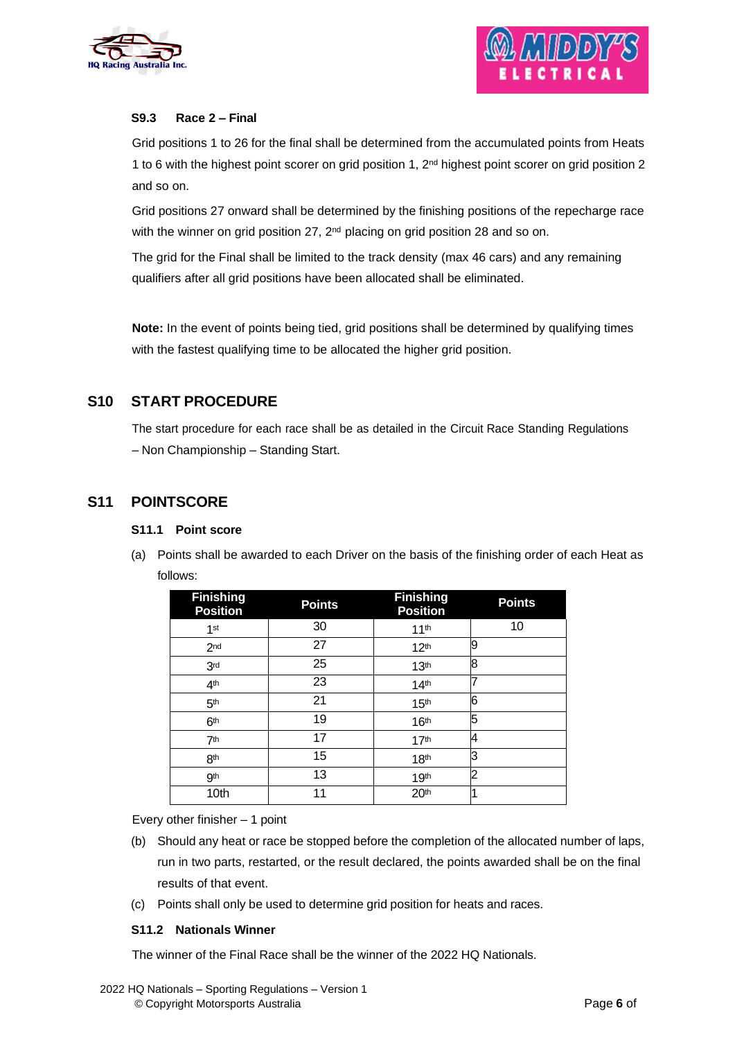### S9.3 Race 2 – Final

Grid positions 1 to 26 for the final shall be determined from the accumulated points from Heats 1 to 6 with the highest point scorer on grid position 1, 2nd highest point scorer on grid position 2 and so on.

Grid positions 27 onward shall be determined by the finishing positions of the repecharge race with the winner on grid position 27, 2nd placing on grid position 28 and so on.

The grid for the Final shall be limited to the track density (max 46 cars) and any remaining qualifiers after all grid positions have been allocated shall be eliminated.

**Note:** In the event of points being tied, grid positions shall be determined by qualifying times with the fastest qualifying time to be allocated the higher grid position.

## S10 START PROCEDURE

The start procedure for each race shall be as detailed in the Circuit Race Standing Regulations – Non Championship – Standing Start.

## S11 POINTSCORE

### S11.1 Point score

(a) Points shall be awarded to each Driver on the basis of the finishing order of each Heat as follows:

| Finishing Position | Points | Finishing Position | Points |
|---|---|---|---|
| 1st | 30 | 11th | 10 |
| 2nd | 27 | 12th | 9 |
| 3rd | 25 | 13th | 8 |
| 4th | 23 | 14th | 7 |
| 5th | 21 | 15th | 6 |
| 6th | 19 | 16th | 5 |
| 7th | 17 | 17th | 4 |
| 8th | 15 | 18th | 3 |
| 9th | 13 | 19th | 2 |
| 10th | 11 | 20th | 1 |

Every other finisher – 1 point

(b) Should any heat or race be stopped before the completion of the allocated number of laps, run in two parts, restarted, or the result declared, the points awarded shall be on the final results of that event.

(c) Points shall only be used to determine grid position for heats and races.

### S11.2 Nationals Winner

The winner of the Final Race shall be the winner of the 2022 HQ Nationals.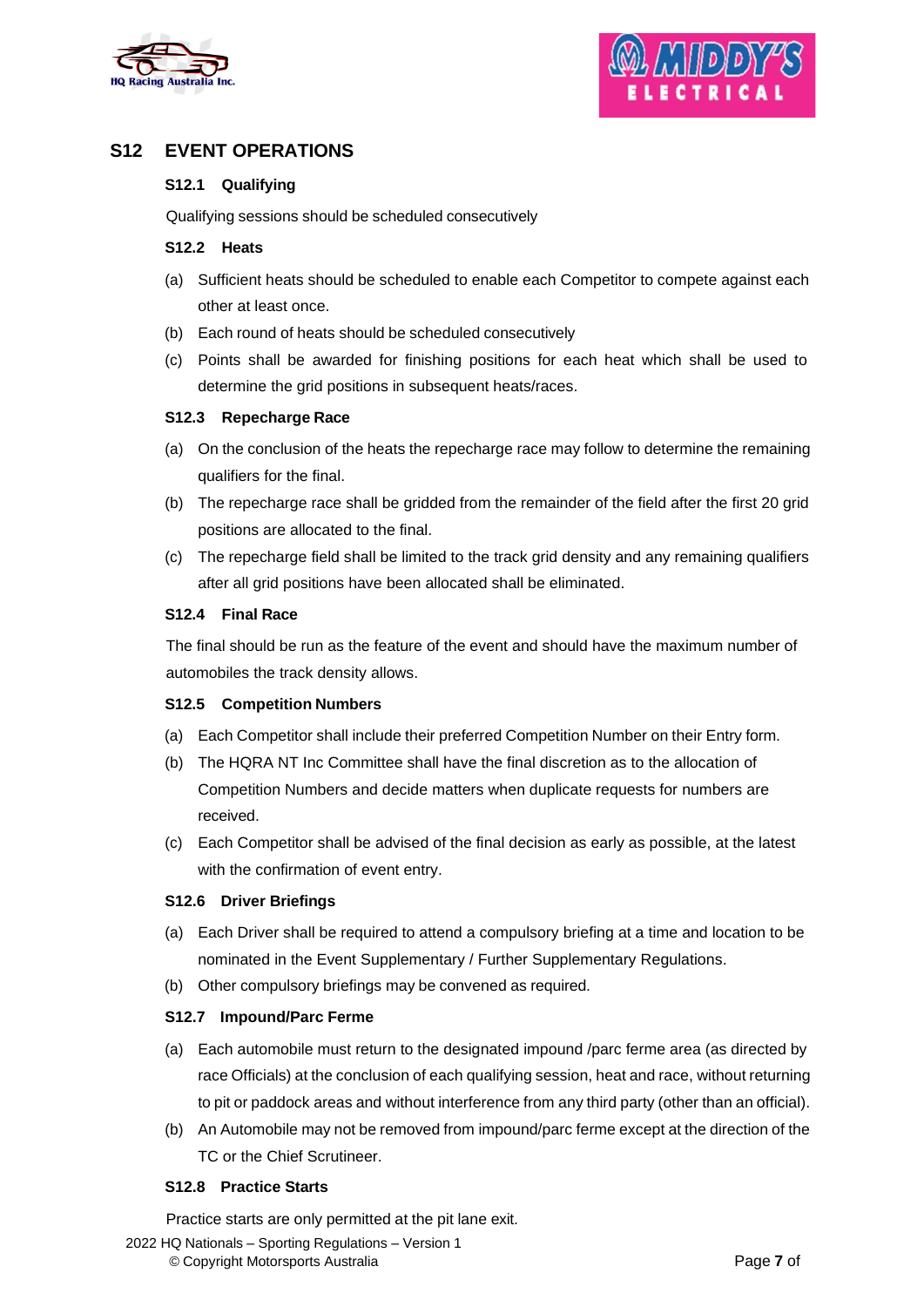## S12 EVENT OPERATIONS

### S12.1 Qualifying

Qualifying sessions should be scheduled consecutively

### S12.2 Heats

(a) Sufficient heats should be scheduled to enable each Competitor to compete against each other at least once.

(b) Each round of heats should be scheduled consecutively

(c) Points shall be awarded for finishing positions for each heat which shall be used to determine the grid positions in subsequent heats/races.

### S12.3 Repecharge Race

(a) On the conclusion of the heats the repecharge race may follow to determine the remaining qualifiers for the final.

(b) The repecharge race shall be gridded from the remainder of the field after the first 20 grid positions are allocated to the final.

(c) The repecharge field shall be limited to the track grid density and any remaining qualifiers after all grid positions have been allocated shall be eliminated.

### S12.4 Final Race

The final should be run as the feature of the event and should have the maximum number of automobiles the track density allows.

### S12.5 Competition Numbers

(a) Each Competitor shall include their preferred Competition Number on their Entry form.

(b) The HQRA NT Inc Committee shall have the final discretion as to the allocation of Competition Numbers and decide matters when duplicate requests for numbers are received.

(c) Each Competitor shall be advised of the final decision as early as possible, at the latest with the confirmation of event entry.

### S12.6 Driver Briefings

(a) Each Driver shall be required to attend a compulsory briefing at a time and location to be nominated in the Event Supplementary / Further Supplementary Regulations.

(b) Other compulsory briefings may be convened as required.

### S12.7 Impound/Parc Ferme

(a) Each automobile must return to the designated impound /parc ferme area (as directed by race Officials) at the conclusion of each qualifying session, heat and race, without returning to pit or paddock areas and without interference from any third party (other than an official).

(b) An Automobile may not be removed from impound/parc ferme except at the direction of the TC or the Chief Scrutineer.

### S12.8 Practice Starts

Practice starts are only permitted at the pit lane exit.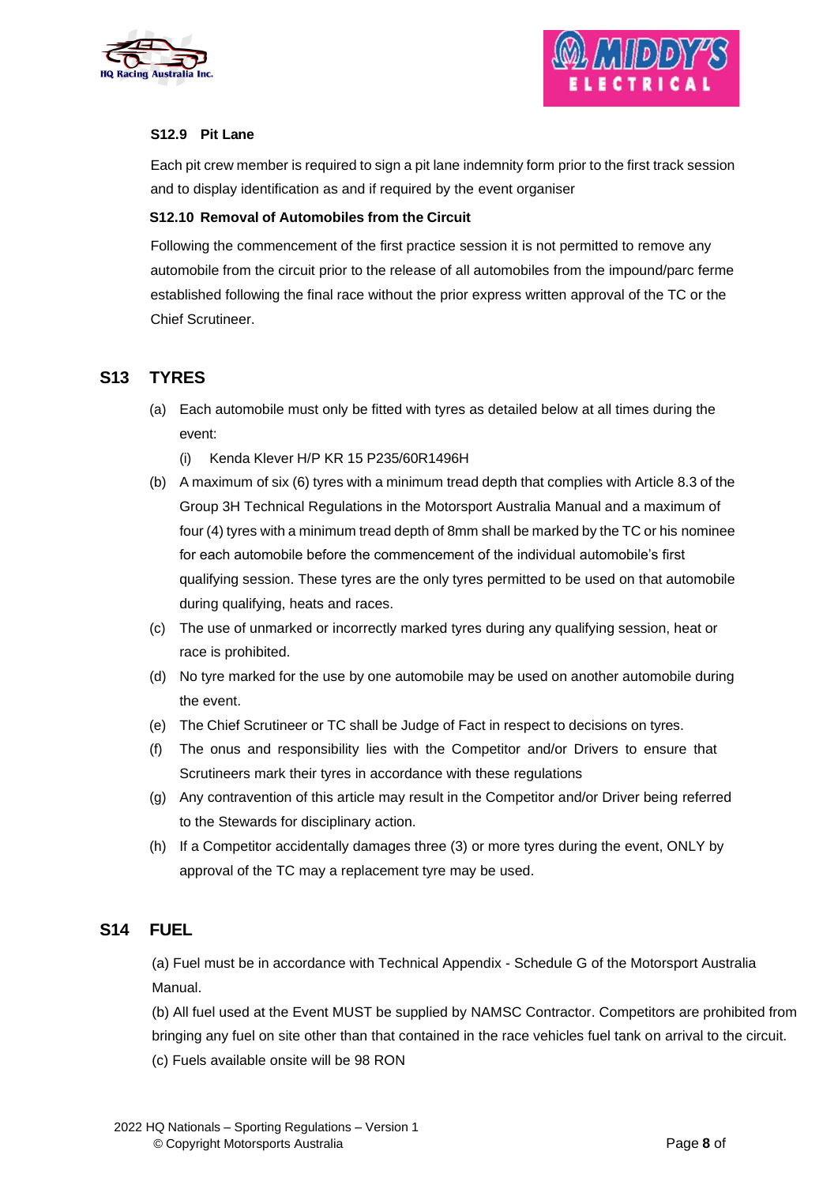### S12.9 Pit Lane

Each pit crew member is required to sign a pit lane indemnity form prior to the first track session and to display identification as and if required by the event organiser

### S12.10 Removal of Automobiles from the Circuit

Following the commencement of the first practice session it is not permitted to remove any automobile from the circuit prior to the release of all automobiles from the impound/parc ferme established following the final race without the prior express written approval of the TC or the Chief Scrutineer.

## S13 TYRES

(a) Each automobile must only be fitted with tyres as detailed below at all times during the event:

   (i) Kenda Klever H/P KR 15 P235/60R1496H

(b) A maximum of six (6) tyres with a minimum tread depth that complies with Article 8.3 of the Group 3H Technical Regulations in the Motorsport Australia Manual and a maximum of four (4) tyres with a minimum tread depth of 8mm shall be marked by the TC or his nominee for each automobile before the commencement of the individual automobile's first qualifying session. These tyres are the only tyres permitted to be used on that automobile during qualifying, heats and races.

(c) The use of unmarked or incorrectly marked tyres during any qualifying session, heat or race is prohibited.

(d) No tyre marked for the use by one automobile may be used on another automobile during the event.

(e) The Chief Scrutineer or TC shall be Judge of Fact in respect to decisions on tyres.

(f) The onus and responsibility lies with the Competitor and/or Drivers to ensure that Scrutineers mark their tyres in accordance with these regulations

(g) Any contravention of this article may result in the Competitor and/or Driver being referred to the Stewards for disciplinary action.

(h) If a Competitor accidentally damages three (3) or more tyres during the event, ONLY by approval of the TC may a replacement tyre may be used.

## S14 FUEL

(a) Fuel must be in accordance with Technical Appendix - Schedule G of the Motorsport Australia Manual.

(b) All fuel used at the Event MUST be supplied by NAMSC Contractor. Competitors are prohibited from bringing any fuel on site other than that contained in the race vehicles fuel tank on arrival to the circuit.

(c) Fuels available onsite will be 98 RON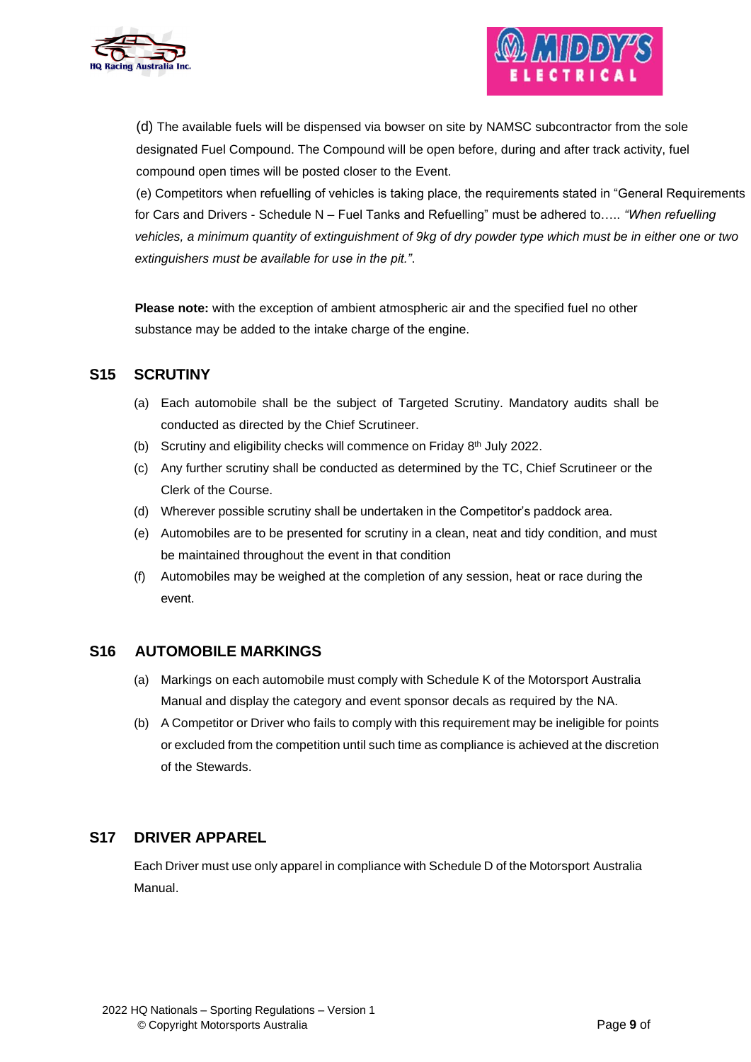(d) The available fuels will be dispensed via bowser on site by NAMSC subcontractor from the sole designated Fuel Compound. The Compound will be open before, during and after track activity, fuel compound open times will be posted closer to the Event.

(e) Competitors when refuelling of vehicles is taking place, the requirements stated in "General Requirements for Cars and Drivers - Schedule N – Fuel Tanks and Refuelling" must be adhered to….. *"When refuelling vehicles, a minimum quantity of extinguishment of 9kg of dry powder type which must be in either one or two extinguishers must be available for use in the pit."*.

**Please note:** with the exception of ambient atmospheric air and the specified fuel no other substance may be added to the intake charge of the engine.

## S15 SCRUTINY

(a) Each automobile shall be the subject of Targeted Scrutiny. Mandatory audits shall be conducted as directed by the Chief Scrutineer.

(b) Scrutiny and eligibility checks will commence on Friday 8th July 2022.

(c) Any further scrutiny shall be conducted as determined by the TC, Chief Scrutineer or the Clerk of the Course.

(d) Wherever possible scrutiny shall be undertaken in the Competitor's paddock area.

(e) Automobiles are to be presented for scrutiny in a clean, neat and tidy condition, and must be maintained throughout the event in that condition

(f) Automobiles may be weighed at the completion of any session, heat or race during the event.

## S16 AUTOMOBILE MARKINGS

(a) Markings on each automobile must comply with Schedule K of the Motorsport Australia Manual and display the category and event sponsor decals as required by the NA.

(b) A Competitor or Driver who fails to comply with this requirement may be ineligible for points or excluded from the competition until such time as compliance is achieved at the discretion of the Stewards.

## S17 DRIVER APPAREL

Each Driver must use only apparel in compliance with Schedule D of the Motorsport Australia Manual.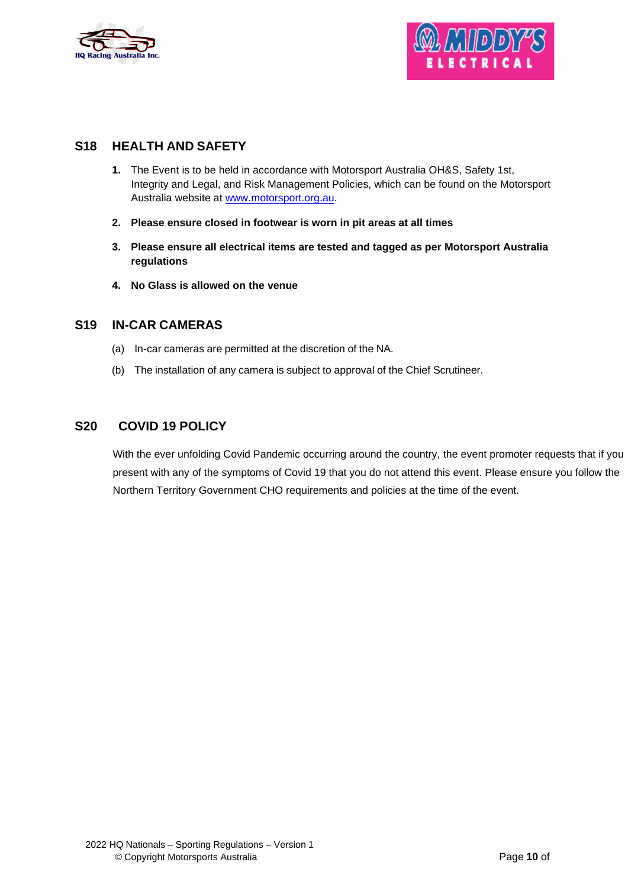## S18 HEALTH AND SAFETY

1. The Event is to be held in accordance with Motorsport Australia OH&S, Safety 1st, Integrity and Legal, and Risk Management Policies, which can be found on the Motorsport Australia website at www.motorsport.org.au.
2. **Please ensure closed in footwear is worn in pit areas at all times**
3. **Please ensure all electrical items are tested and tagged as per Motorsport Australia regulations**
4. **No Glass is allowed on the venue**

## S19 IN-CAR CAMERAS

(a) In-car cameras are permitted at the discretion of the NA.

(b) The installation of any camera is subject to approval of the Chief Scrutineer.

## S20 COVID 19 POLICY

With the ever unfolding Covid Pandemic occurring around the country, the event promoter requests that if you present with any of the symptoms of Covid 19 that you do not attend this event. Please ensure you follow the Northern Territory Government CHO requirements and policies at the time of the event.